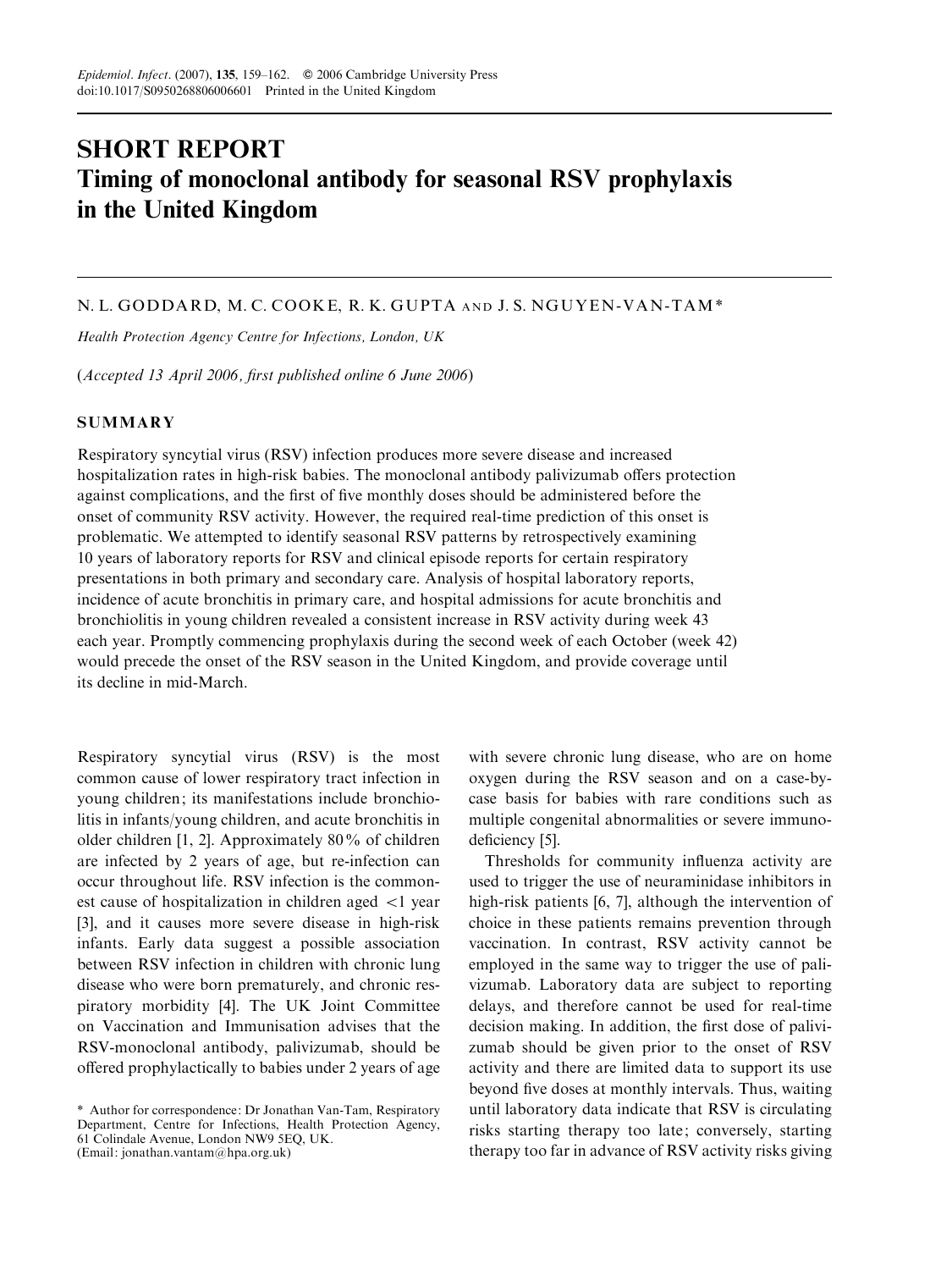# SHORT REPORT
# Timing of monoclonal antibody for seasonal RSV prophylaxis in the United Kingdom

N. L. GODDARD, M. C. COOKE, R. K. GUPTA AND J. S. NGUYEN-VAN-TAM*

*Health Protection Agency Centre for Infections, London, UK*

(*Accepted 13 April 2006, first published online 6 June 2006*)

## SUMMARY

Respiratory syncytial virus (RSV) infection produces more severe disease and increased hospitalization rates in high-risk babies. The monoclonal antibody palivizumab offers protection against complications, and the first of five monthly doses should be administered before the onset of community RSV activity. However, the required real-time prediction of this onset is problematic. We attempted to identify seasonal RSV patterns by retrospectively examining 10 years of laboratory reports for RSV and clinical episode reports for certain respiratory presentations in both primary and secondary care. Analysis of hospital laboratory reports, incidence of acute bronchitis in primary care, and hospital admissions for acute bronchitis and bronchiolitis in young children revealed a consistent increase in RSV activity during week 43 each year. Promptly commencing prophylaxis during the second week of each October (week 42) would precede the onset of the RSV season in the United Kingdom, and provide coverage until its decline in mid-March.

Respiratory syncytial virus (RSV) is the most common cause of lower respiratory tract infection in young children; its manifestations include bronchiolitis in infants/young children, and acute bronchitis in older children [1, 2]. Approximately 80% of children are infected by 2 years of age, but re-infection can occur throughout life. RSV infection is the commonest cause of hospitalization in children aged <1 year [3], and it causes more severe disease in high-risk infants. Early data suggest a possible association between RSV infection in children with chronic lung disease who were born prematurely, and chronic respiratory morbidity [4]. The UK Joint Committee on Vaccination and Immunisation advises that the RSV-monoclonal antibody, palivizumab, should be offered prophylactically to babies under 2 years of age with severe chronic lung disease, who are on home oxygen during the RSV season and on a case-by-case basis for babies with rare conditions such as multiple congenital abnormalities or severe immunodeficiency [5].

Thresholds for community influenza activity are used to trigger the use of neuraminidase inhibitors in high-risk patients [6, 7], although the intervention of choice in these patients remains prevention through vaccination. In contrast, RSV activity cannot be employed in the same way to trigger the use of palivizumab. Laboratory data are subject to reporting delays, and therefore cannot be used for real-time decision making. In addition, the first dose of palivizumab should be given prior to the onset of RSV activity and there are limited data to support its use beyond five doses at monthly intervals. Thus, waiting until laboratory data indicate that RSV is circulating risks starting therapy too late; conversely, starting therapy too far in advance of RSV activity risks giving

\* Author for correspondence: Dr Jonathan Van-Tam, Respiratory Department, Centre for Infections, Health Protection Agency, 61 Colindale Avenue, London NW9 5EQ, UK.
(Email: jonathan.vantam@hpa.org.uk)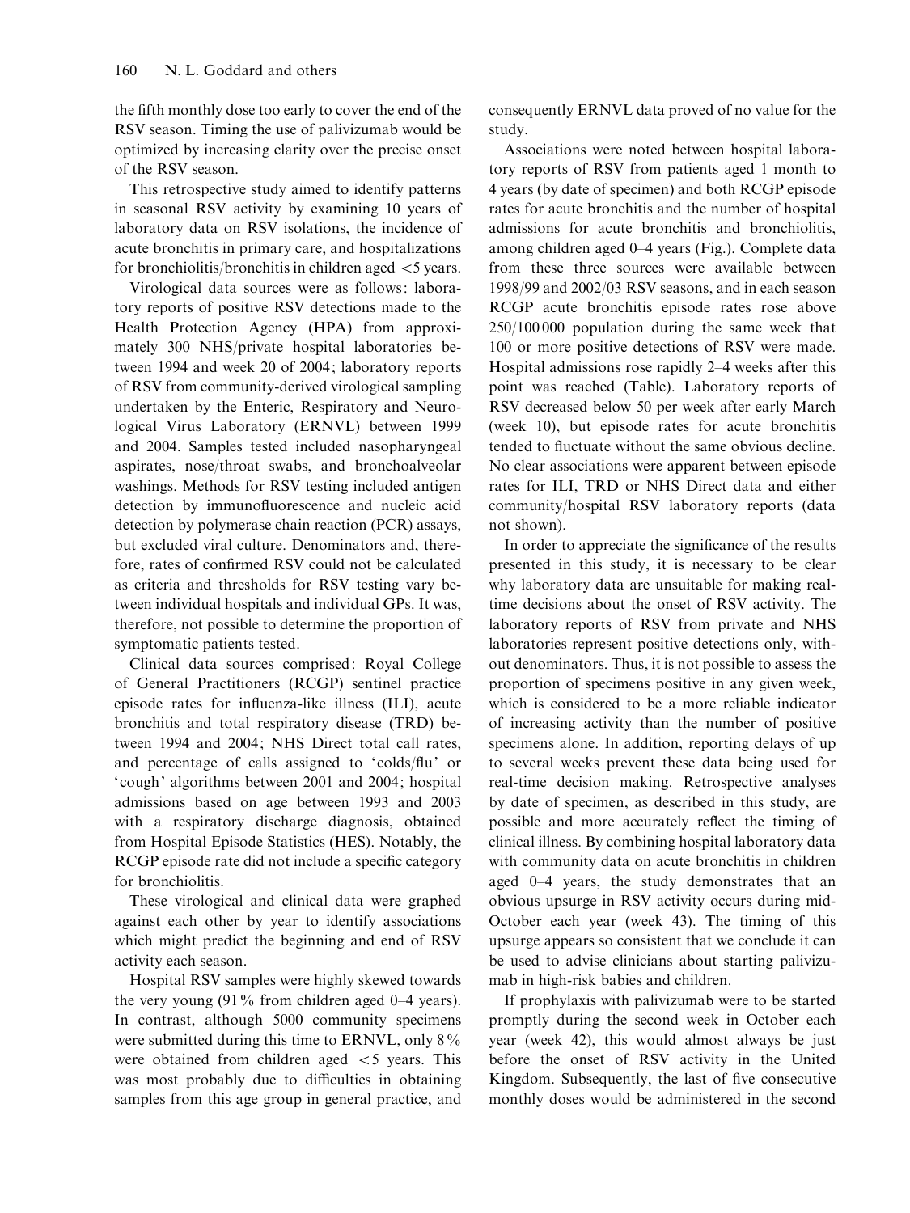the fifth monthly dose too early to cover the end of the RSV season. Timing the use of palivizumab would be optimized by increasing clarity over the precise onset of the RSV season.

This retrospective study aimed to identify patterns in seasonal RSV activity by examining 10 years of laboratory data on RSV isolations, the incidence of acute bronchitis in primary care, and hospitalizations for bronchiolitis/bronchitis in children aged <5 years.

Virological data sources were as follows: laboratory reports of positive RSV detections made to the Health Protection Agency (HPA) from approximately 300 NHS/private hospital laboratories between 1994 and week 20 of 2004; laboratory reports of RSV from community-derived virological sampling undertaken by the Enteric, Respiratory and Neurological Virus Laboratory (ERNVL) between 1999 and 2004. Samples tested included nasopharyngeal aspirates, nose/throat swabs, and bronchoalveolar washings. Methods for RSV testing included antigen detection by immunofluorescence and nucleic acid detection by polymerase chain reaction (PCR) assays, but excluded viral culture. Denominators and, therefore, rates of confirmed RSV could not be calculated as criteria and thresholds for RSV testing vary between individual hospitals and individual GPs. It was, therefore, not possible to determine the proportion of symptomatic patients tested.

Clinical data sources comprised: Royal College of General Practitioners (RCGP) sentinel practice episode rates for influenza-like illness (ILI), acute bronchitis and total respiratory disease (TRD) between 1994 and 2004; NHS Direct total call rates, and percentage of calls assigned to 'colds/flu' or 'cough' algorithms between 2001 and 2004; hospital admissions based on age between 1993 and 2003 with a respiratory discharge diagnosis, obtained from Hospital Episode Statistics (HES). Notably, the RCGP episode rate did not include a specific category for bronchiolitis.

These virological and clinical data were graphed against each other by year to identify associations which might predict the beginning and end of RSV activity each season.

Hospital RSV samples were highly skewed towards the very young (91% from children aged 0–4 years). In contrast, although 5000 community specimens were submitted during this time to ERNVL, only 8% were obtained from children aged <5 years. This was most probably due to difficulties in obtaining samples from this age group in general practice, and consequently ERNVL data proved of no value for the study.

Associations were noted between hospital laboratory reports of RSV from patients aged 1 month to 4 years (by date of specimen) and both RCGP episode rates for acute bronchitis and the number of hospital admissions for acute bronchitis and bronchiolitis, among children aged 0–4 years (Fig.). Complete data from these three sources were available between 1998/99 and 2002/03 RSV seasons, and in each season RCGP acute bronchitis episode rates rose above 250/100 000 population during the same week that 100 or more positive detections of RSV were made. Hospital admissions rose rapidly 2–4 weeks after this point was reached (Table). Laboratory reports of RSV decreased below 50 per week after early March (week 10), but episode rates for acute bronchitis tended to fluctuate without the same obvious decline. No clear associations were apparent between episode rates for ILI, TRD or NHS Direct data and either community/hospital RSV laboratory reports (data not shown).

In order to appreciate the significance of the results presented in this study, it is necessary to be clear why laboratory data are unsuitable for making real-time decisions about the onset of RSV activity. The laboratory reports of RSV from private and NHS laboratories represent positive detections only, without denominators. Thus, it is not possible to assess the proportion of specimens positive in any given week, which is considered to be a more reliable indicator of increasing activity than the number of positive specimens alone. In addition, reporting delays of up to several weeks prevent these data being used for real-time decision making. Retrospective analyses by date of specimen, as described in this study, are possible and more accurately reflect the timing of clinical illness. By combining hospital laboratory data with community data on acute bronchitis in children aged 0–4 years, the study demonstrates that an obvious upsurge in RSV activity occurs during mid-October each year (week 43). The timing of this upsurge appears so consistent that we conclude it can be used to advise clinicians about starting palivizumab in high-risk babies and children.

If prophylaxis with palivizumab were to be started promptly during the second week in October each year (week 42), this would almost always be just before the onset of RSV activity in the United Kingdom. Subsequently, the last of five consecutive monthly doses would be administered in the second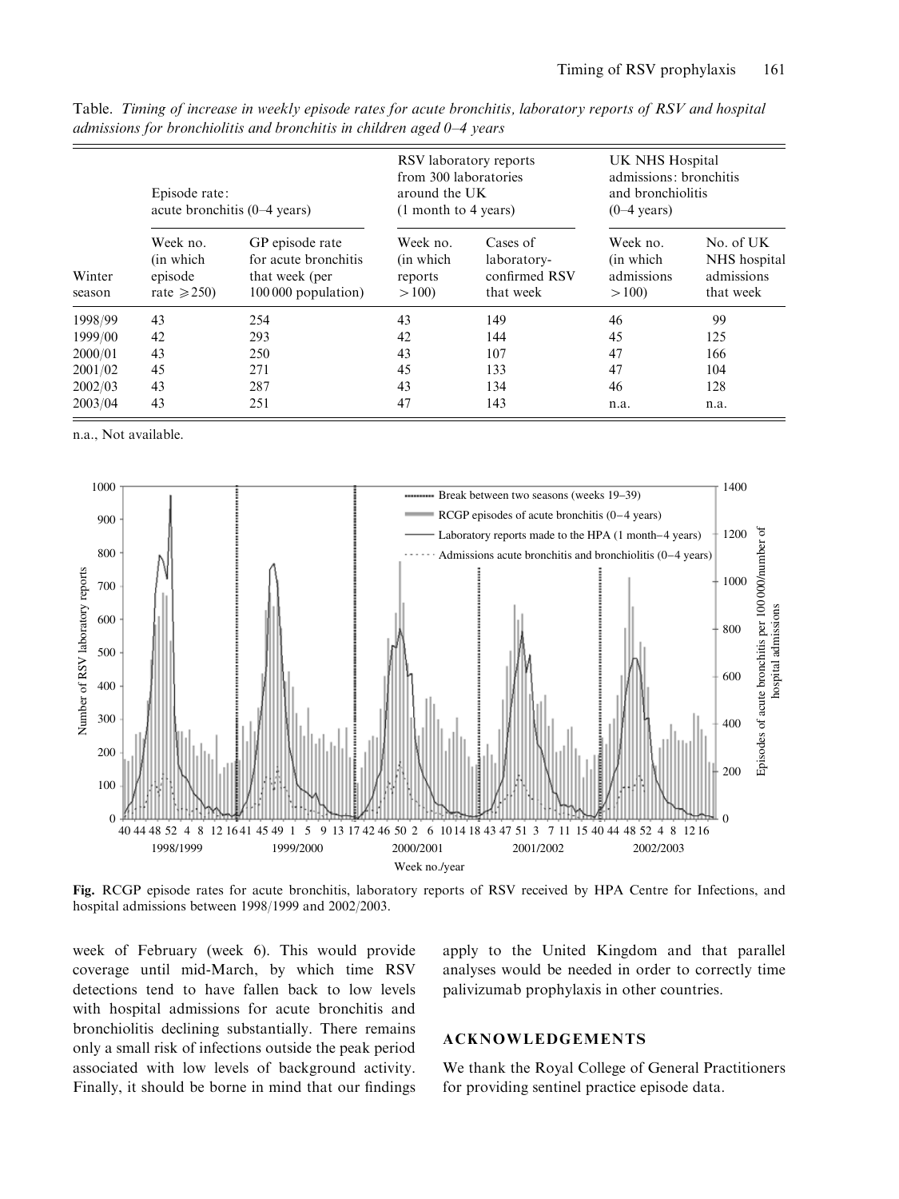Table. *Timing of increase in weekly episode rates for acute bronchitis, laboratory reports of RSV and hospital admissions for bronchiolitis and bronchitis in children aged 0–4 years*

| Winter season | Episode rate: acute bronchitis (0–4 years) | | RSV laboratory reports from 300 laboratories around the UK (1 month to 4 years) | | UK NHS Hospital admissions: bronchitis and bronchiolitis (0–4 years) | |
|---|---|---|---|---|---|---|
| | Week no. (in which episode rate ⩾250) | GP episode rate for acute bronchitis that week (per 100 000 population) | Week no. (in which reports >100) | Cases of laboratory-confirmed RSV that week | Week no. (in which admissions >100) | No. of UK NHS hospital admissions that week |
| 1998/99 | 43 | 254 | 43 | 149 | 46 | 99 |
| 1999/00 | 42 | 293 | 42 | 144 | 45 | 125 |
| 2000/01 | 43 | 250 | 43 | 107 | 47 | 166 |
| 2001/02 | 45 | 271 | 45 | 133 | 47 | 104 |
| 2002/03 | 43 | 287 | 43 | 134 | 46 | 128 |
| 2003/04 | 43 | 251 | 47 | 143 | n.a. | n.a. |

n.a., Not available.

**Fig.** RCGP episode rates for acute bronchitis, laboratory reports of RSV received by HPA Centre for Infections, and hospital admissions between 1998/1999 and 2002/2003.

week of February (week 6). This would provide coverage until mid-March, by which time RSV detections tend to have fallen back to low levels with hospital admissions for acute bronchitis and bronchiolitis declining substantially. There remains only a small risk of infections outside the peak period associated with low levels of background activity. Finally, it should be borne in mind that our findings apply to the United Kingdom and that parallel analyses would be needed in order to correctly time palivizumab prophylaxis in other countries.

## ACKNOWLEDGEMENTS

We thank the Royal College of General Practitioners for providing sentinel practice episode data.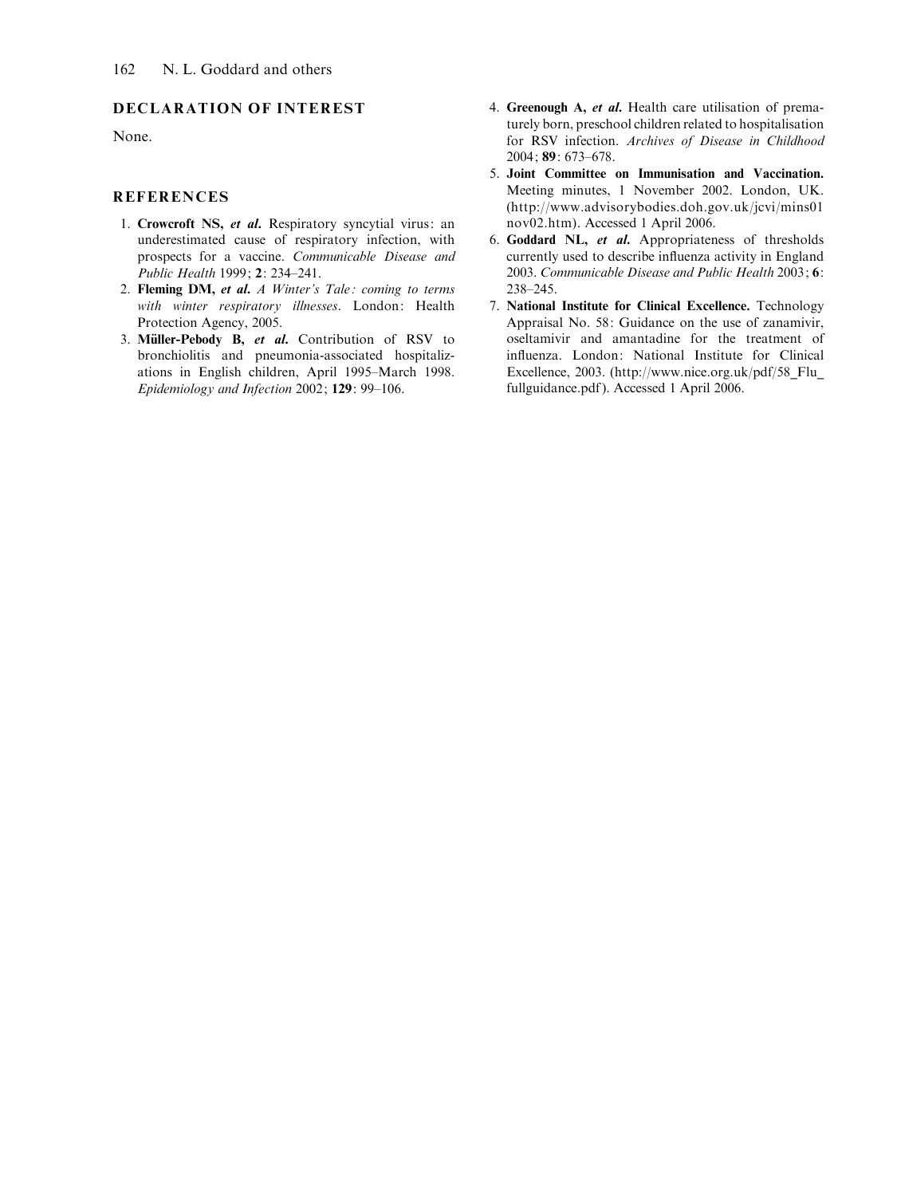## DECLARATION OF INTEREST

None.

## REFERENCES

1. **Crowcroft NS, *et al.*** Respiratory syncytial virus: an underestimated cause of respiratory infection, with prospects for a vaccine. *Communicable Disease and Public Health* 1999; **2**: 234–241.
2. **Fleming DM, *et al.*** *A Winter's Tale: coming to terms with winter respiratory illnesses*. London: Health Protection Agency, 2005.
3. **Müller-Pebody B, *et al.*** Contribution of RSV to bronchiolitis and pneumonia-associated hospitalizations in English children, April 1995–March 1998. *Epidemiology and Infection* 2002; **129**: 99–106.
4. **Greenough A, *et al.*** Health care utilisation of prematurely born, preschool children related to hospitalisation for RSV infection. *Archives of Disease in Childhood* 2004; **89**: 673–678.
5. **Joint Committee on Immunisation and Vaccination.** Meeting minutes, 1 November 2002. London, UK. (http://www.advisorybodies.doh.gov.uk/jcvi/mins01nov02.htm). Accessed 1 April 2006.
6. **Goddard NL, *et al.*** Appropriateness of thresholds currently used to describe influenza activity in England 2003. *Communicable Disease and Public Health* 2003; **6**: 238–245.
7. **National Institute for Clinical Excellence.** Technology Appraisal No. 58: Guidance on the use of zanamivir, oseltamivir and amantadine for the treatment of influenza. London: National Institute for Clinical Excellence, 2003. (http://www.nice.org.uk/pdf/58_Flu_fullguidance.pdf). Accessed 1 April 2006.